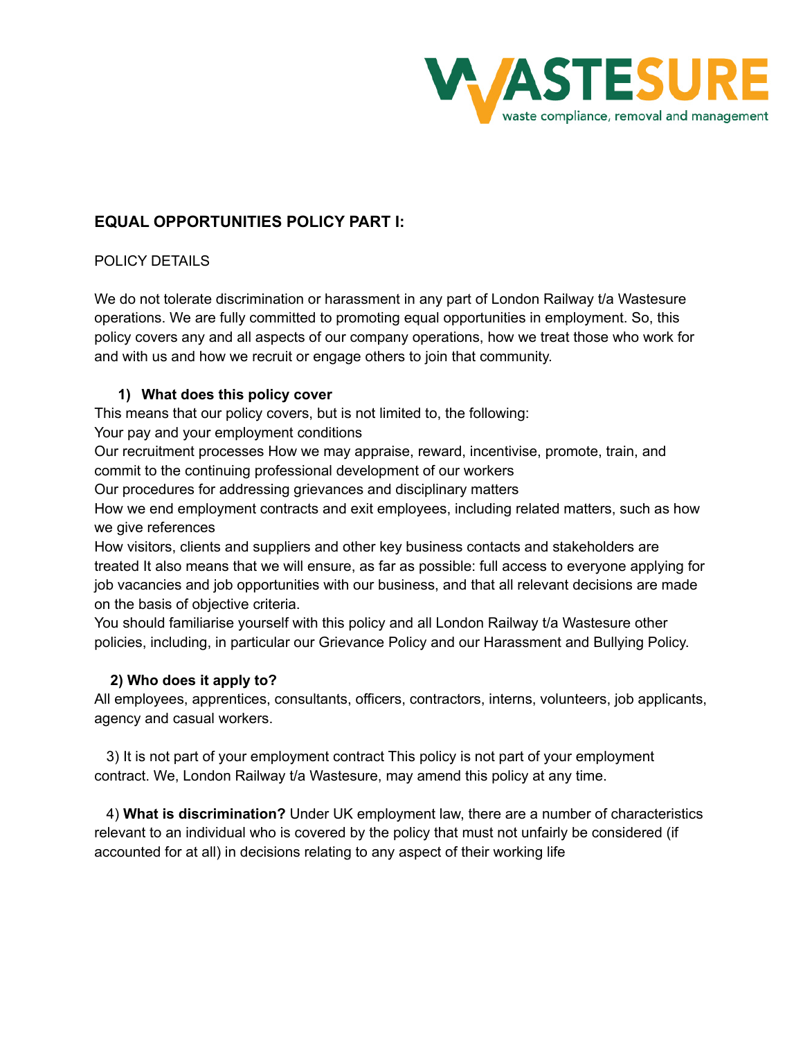WASTESURE
waste compliance, removal and management

## EQUAL OPPORTUNITIES POLICY PART I:

POLICY DETAILS

We do not tolerate discrimination or harassment in any part of London Railway t/a Wastesure operations. We are fully committed to promoting equal opportunities in employment. So, this policy covers any and all aspects of our company operations, how we treat those who work for and with us and how we recruit or engage others to join that community.

### 1) What does this policy cover

This means that our policy covers, but is not limited to, the following:

Your pay and your employment conditions

Our recruitment processes How we may appraise, reward, incentivise, promote, train, and commit to the continuing professional development of our workers

Our procedures for addressing grievances and disciplinary matters

How we end employment contracts and exit employees, including related matters, such as how we give references

How visitors, clients and suppliers and other key business contacts and stakeholders are treated It also means that we will ensure, as far as possible: full access to everyone applying for job vacancies and job opportunities with our business, and that all relevant decisions are made on the basis of objective criteria.

You should familiarise yourself with this policy and all London Railway t/a Wastesure other policies, including, in particular our Grievance Policy and our Harassment and Bullying Policy.

### 2) Who does it apply to?

All employees, apprentices, consultants, officers, contractors, interns, volunteers, job applicants, agency and casual workers.

3) It is not part of your employment contract This policy is not part of your employment contract. We, London Railway t/a Wastesure, may amend this policy at any time.

4) **What is discrimination?** Under UK employment law, there are a number of characteristics relevant to an individual who is covered by the policy that must not unfairly be considered (if accounted for at all) in decisions relating to any aspect of their working life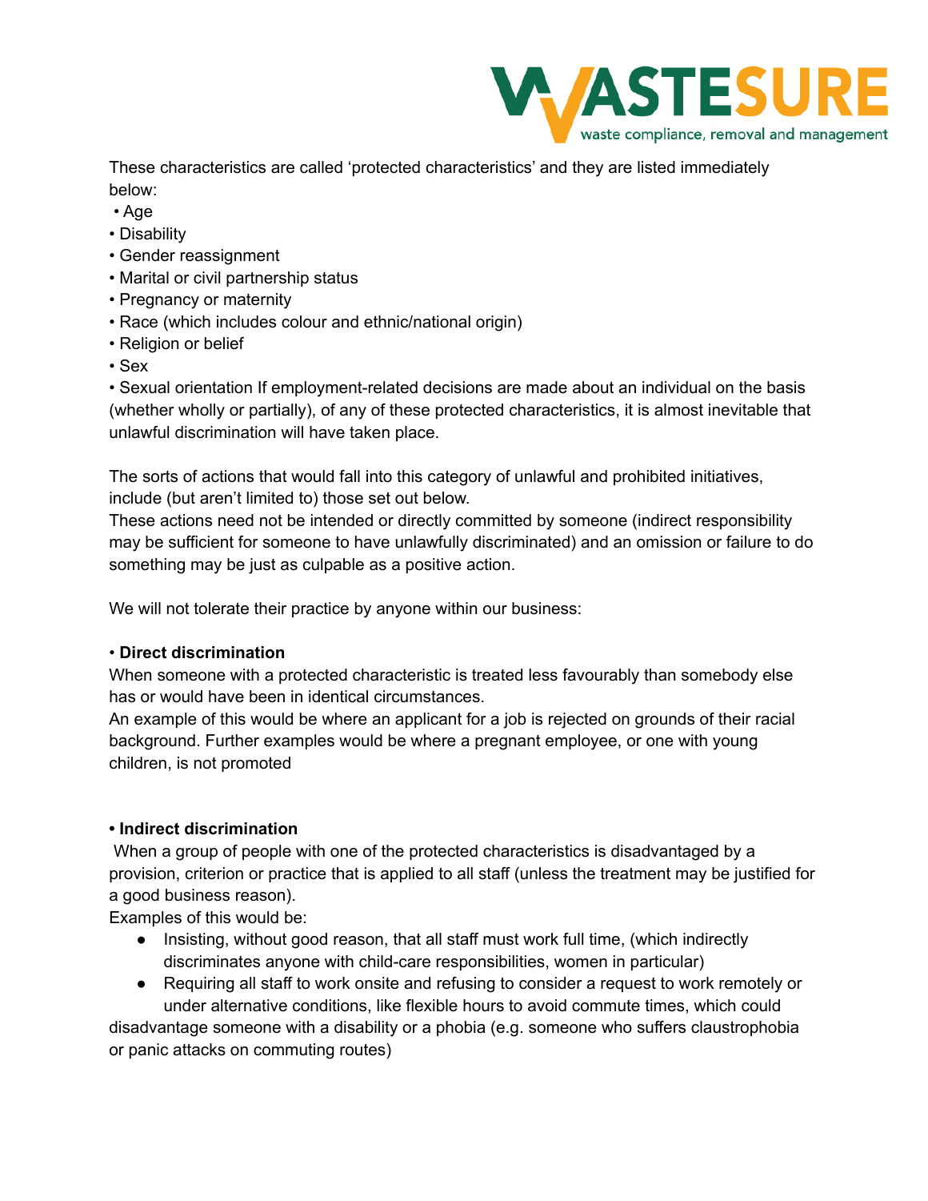These characteristics are called 'protected characteristics' and they are listed immediately below:

- Age
- Disability
- Gender reassignment
- Marital or civil partnership status
- Pregnancy or maternity
- Race (which includes colour and ethnic/national origin)
- Religion or belief
- Sex
- Sexual orientation If employment-related decisions are made about an individual on the basis (whether wholly or partially), of any of these protected characteristics, it is almost inevitable that unlawful discrimination will have taken place.

The sorts of actions that would fall into this category of unlawful and prohibited initiatives, include (but aren't limited to) those set out below.
These actions need not be intended or directly committed by someone (indirect responsibility may be sufficient for someone to have unlawfully discriminated) and an omission or failure to do something may be just as culpable as a positive action.

We will not tolerate their practice by anyone within our business:

• **Direct discrimination**
When someone with a protected characteristic is treated less favourably than somebody else has or would have been in identical circumstances.
An example of this would be where an applicant for a job is rejected on grounds of their racial background. Further examples would be where a pregnant employee, or one with young children, is not promoted

**• Indirect discrimination**
When a group of people with one of the protected characteristics is disadvantaged by a provision, criterion or practice that is applied to all staff (unless the treatment may be justified for a good business reason).
Examples of this would be:

- Insisting, without good reason, that all staff must work full time, (which indirectly discriminates anyone with child-care responsibilities, women in particular)
- Requiring all staff to work onsite and refusing to consider a request to work remotely or under alternative conditions, like flexible hours to avoid commute times, which could disadvantage someone with a disability or a phobia (e.g. someone who suffers claustrophobia or panic attacks on commuting routes)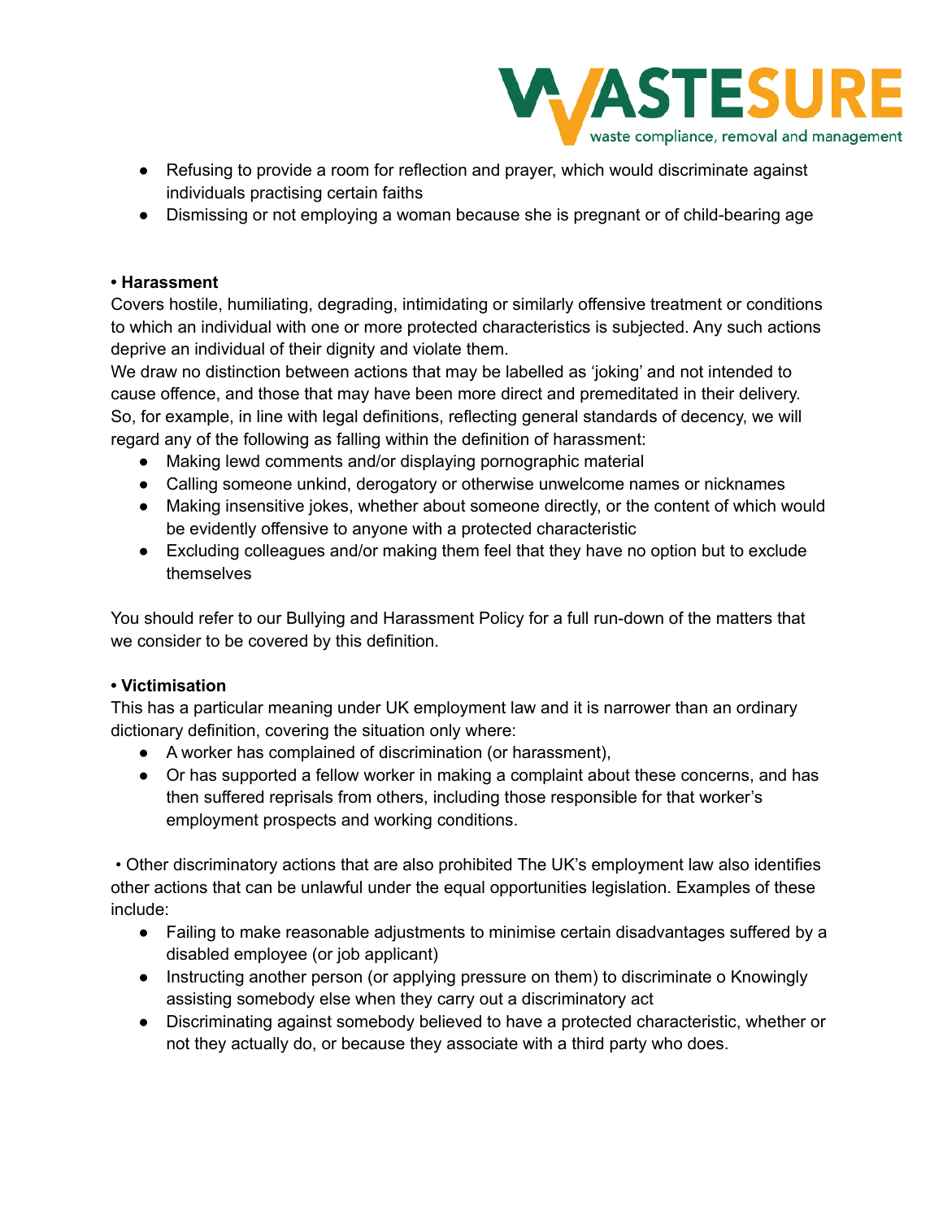- Refusing to provide a room for reflection and prayer, which would discriminate against individuals practising certain faiths
- Dismissing or not employing a woman because she is pregnant or of child-bearing age

**• Harassment**

Covers hostile, humiliating, degrading, intimidating or similarly offensive treatment or conditions to which an individual with one or more protected characteristics is subjected. Any such actions deprive an individual of their dignity and violate them.

We draw no distinction between actions that may be labelled as 'joking' and not intended to cause offence, and those that may have been more direct and premeditated in their delivery. So, for example, in line with legal definitions, reflecting general standards of decency, we will regard any of the following as falling within the definition of harassment:

- Making lewd comments and/or displaying pornographic material
- Calling someone unkind, derogatory or otherwise unwelcome names or nicknames
- Making insensitive jokes, whether about someone directly, or the content of which would be evidently offensive to anyone with a protected characteristic
- Excluding colleagues and/or making them feel that they have no option but to exclude themselves

You should refer to our Bullying and Harassment Policy for a full run-down of the matters that we consider to be covered by this definition.

**• Victimisation**

This has a particular meaning under UK employment law and it is narrower than an ordinary dictionary definition, covering the situation only where:

- A worker has complained of discrimination (or harassment),
- Or has supported a fellow worker in making a complaint about these concerns, and has then suffered reprisals from others, including those responsible for that worker's employment prospects and working conditions.

• Other discriminatory actions that are also prohibited The UK's employment law also identifies other actions that can be unlawful under the equal opportunities legislation. Examples of these include:

- Failing to make reasonable adjustments to minimise certain disadvantages suffered by a disabled employee (or job applicant)
- Instructing another person (or applying pressure on them) to discriminate o Knowingly assisting somebody else when they carry out a discriminatory act
- Discriminating against somebody believed to have a protected characteristic, whether or not they actually do, or because they associate with a third party who does.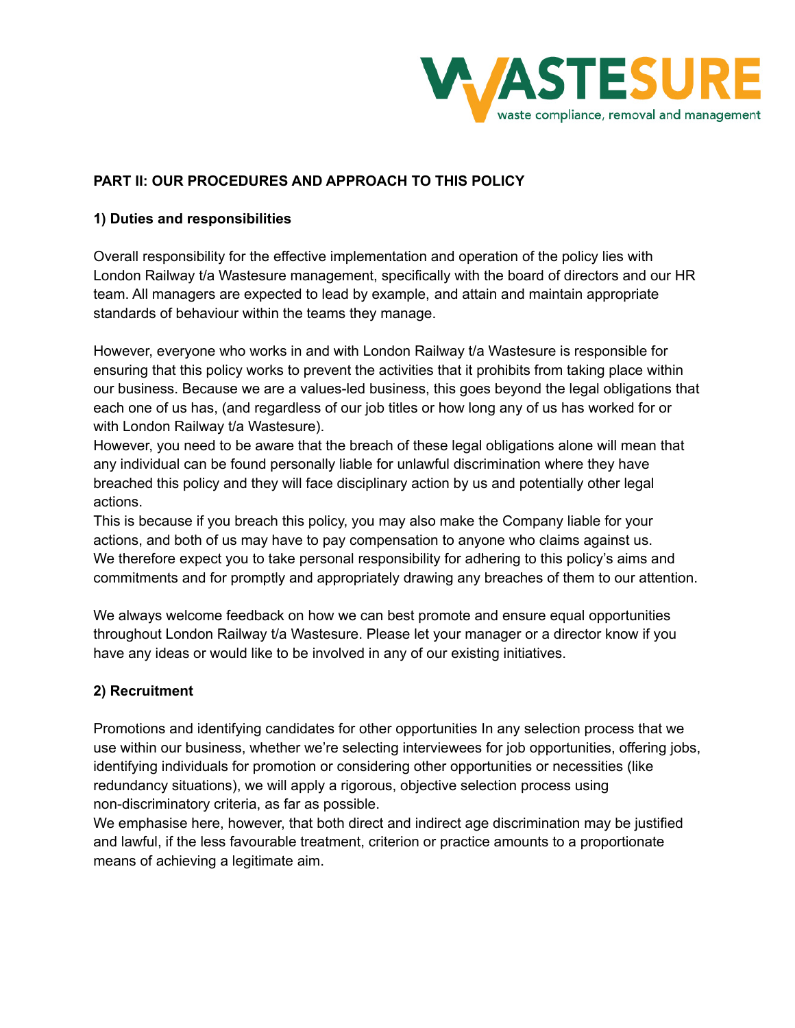**PART II: OUR PROCEDURES AND APPROACH TO THIS POLICY**

**1) Duties and responsibilities**

Overall responsibility for the effective implementation and operation of the policy lies with London Railway t/a Wastesure management, specifically with the board of directors and our HR team. All managers are expected to lead by example, and attain and maintain appropriate standards of behaviour within the teams they manage.

However, everyone who works in and with London Railway t/a Wastesure is responsible for ensuring that this policy works to prevent the activities that it prohibits from taking place within our business. Because we are a values-led business, this goes beyond the legal obligations that each one of us has, (and regardless of our job titles or how long any of us has worked for or with London Railway t/a Wastesure).
However, you need to be aware that the breach of these legal obligations alone will mean that any individual can be found personally liable for unlawful discrimination where they have breached this policy and they will face disciplinary action by us and potentially other legal actions.
This is because if you breach this policy, you may also make the Company liable for your actions, and both of us may have to pay compensation to anyone who claims against us.
We therefore expect you to take personal responsibility for adhering to this policy's aims and commitments and for promptly and appropriately drawing any breaches of them to our attention.

We always welcome feedback on how we can best promote and ensure equal opportunities throughout London Railway t/a Wastesure. Please let your manager or a director know if you have any ideas or would like to be involved in any of our existing initiatives.

**2) Recruitment**

Promotions and identifying candidates for other opportunities In any selection process that we use within our business, whether we're selecting interviewees for job opportunities, offering jobs, identifying individuals for promotion or considering other opportunities or necessities (like redundancy situations), we will apply a rigorous, objective selection process using non-discriminatory criteria, as far as possible.
We emphasise here, however, that both direct and indirect age discrimination may be justified and lawful, if the less favourable treatment, criterion or practice amounts to a proportionate means of achieving a legitimate aim.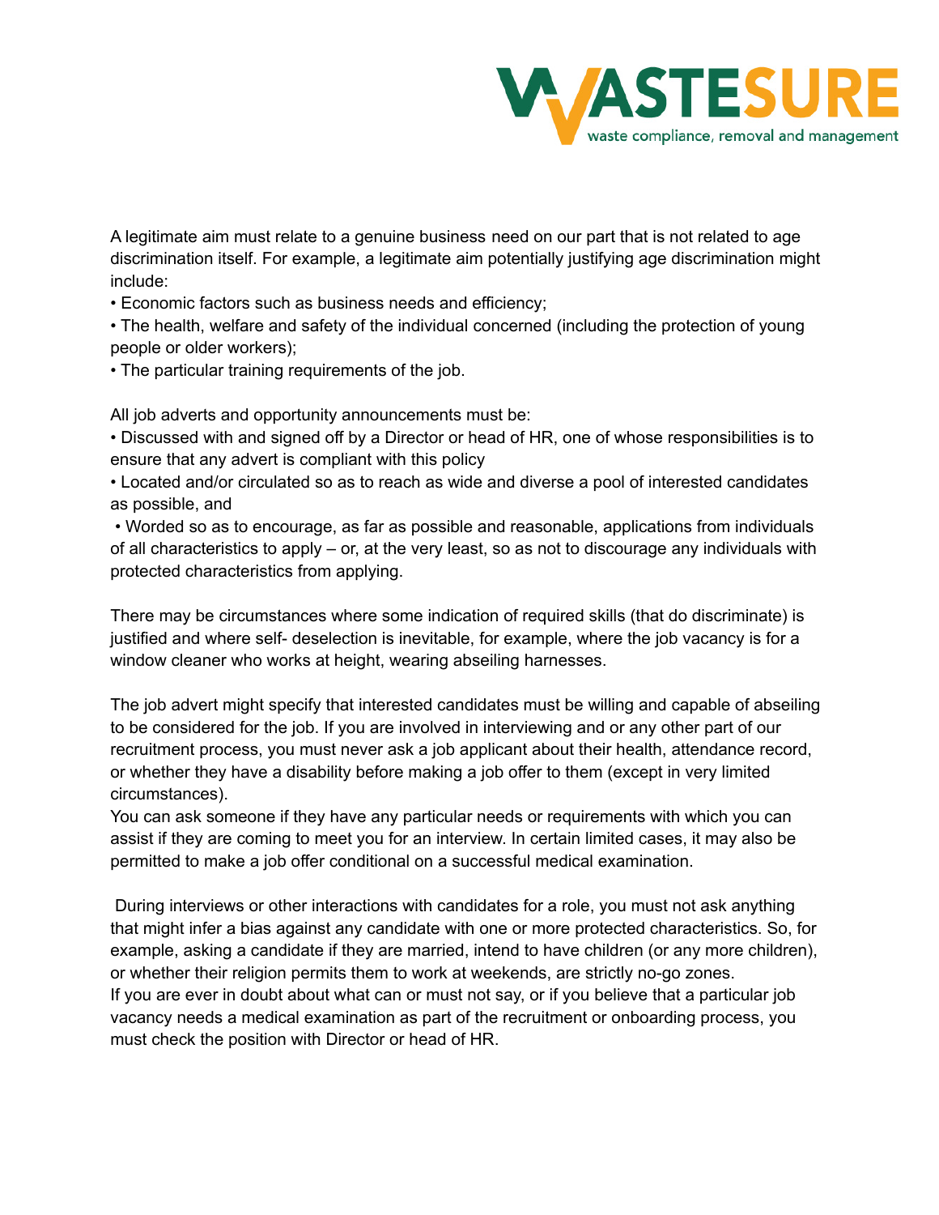A legitimate aim must relate to a genuine business need on our part that is not related to age discrimination itself. For example, a legitimate aim potentially justifying age discrimination might include:

- Economic factors such as business needs and efficiency;
- The health, welfare and safety of the individual concerned (including the protection of young people or older workers);
- The particular training requirements of the job.

All job adverts and opportunity announcements must be:

- Discussed with and signed off by a Director or head of HR, one of whose responsibilities is to ensure that any advert is compliant with this policy
- Located and/or circulated so as to reach as wide and diverse a pool of interested candidates as possible, and
- Worded so as to encourage, as far as possible and reasonable, applications from individuals of all characteristics to apply – or, at the very least, so as not to discourage any individuals with protected characteristics from applying.

There may be circumstances where some indication of required skills (that do discriminate) is justified and where self- deselection is inevitable, for example, where the job vacancy is for a window cleaner who works at height, wearing abseiling harnesses.

The job advert might specify that interested candidates must be willing and capable of abseiling to be considered for the job. If you are involved in interviewing and or any other part of our recruitment process, you must never ask a job applicant about their health, attendance record, or whether they have a disability before making a job offer to them (except in very limited circumstances).
You can ask someone if they have any particular needs or requirements with which you can assist if they are coming to meet you for an interview. In certain limited cases, it may also be permitted to make a job offer conditional on a successful medical examination.

During interviews or other interactions with candidates for a role, you must not ask anything that might infer a bias against any candidate with one or more protected characteristics. So, for example, asking a candidate if they are married, intend to have children (or any more children), or whether their religion permits them to work at weekends, are strictly no-go zones.
If you are ever in doubt about what can or must not say, or if you believe that a particular job vacancy needs a medical examination as part of the recruitment or onboarding process, you must check the position with Director or head of HR.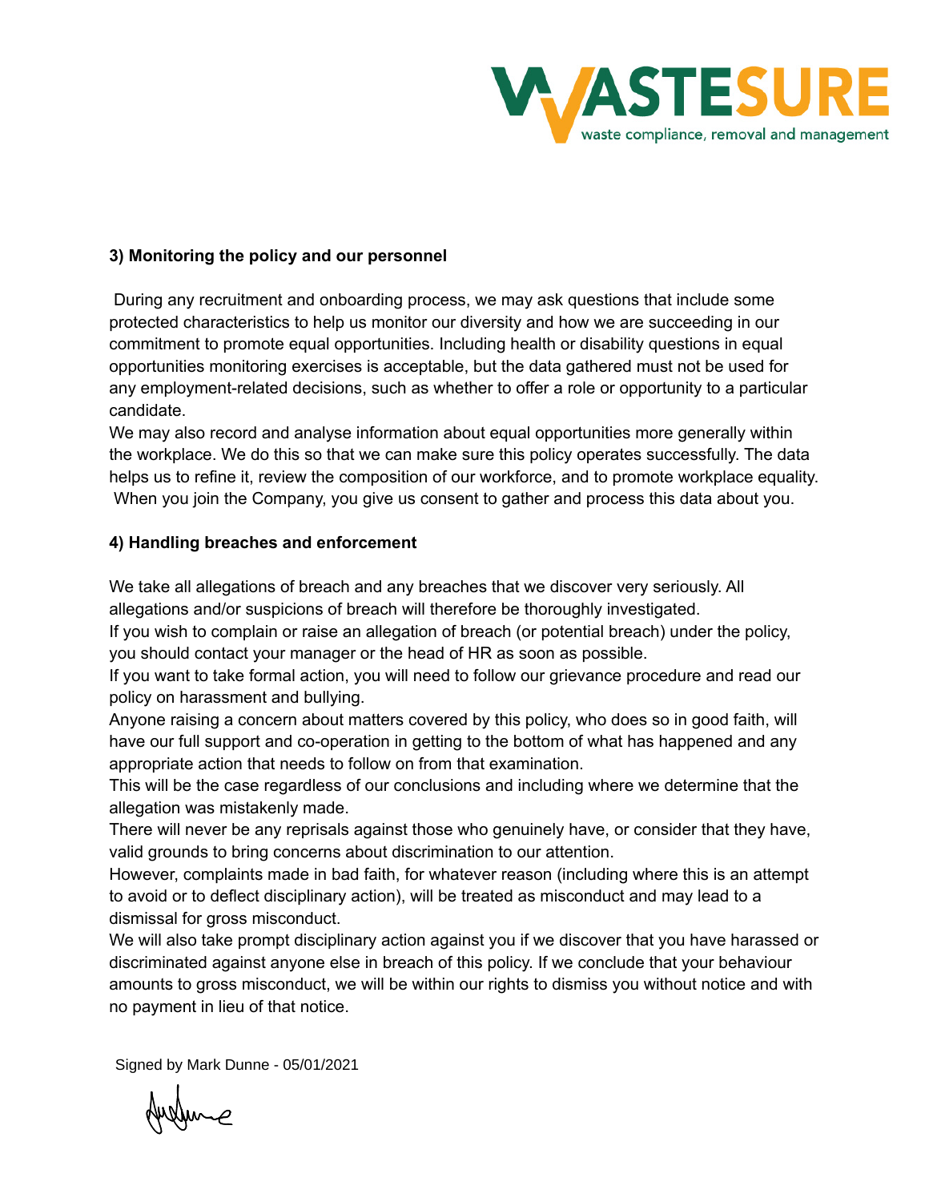### 3) Monitoring the policy and our personnel

During any recruitment and onboarding process, we may ask questions that include some protected characteristics to help us monitor our diversity and how we are succeeding in our commitment to promote equal opportunities. Including health or disability questions in equal opportunities monitoring exercises is acceptable, but the data gathered must not be used for any employment-related decisions, such as whether to offer a role or opportunity to a particular candidate.

We may also record and analyse information about equal opportunities more generally within the workplace. We do this so that we can make sure this policy operates successfully. The data helps us to refine it, review the composition of our workforce, and to promote workplace equality. When you join the Company, you give us consent to gather and process this data about you.

### 4) Handling breaches and enforcement

We take all allegations of breach and any breaches that we discover very seriously. All allegations and/or suspicions of breach will therefore be thoroughly investigated.

If you wish to complain or raise an allegation of breach (or potential breach) under the policy, you should contact your manager or the head of HR as soon as possible.

If you want to take formal action, you will need to follow our grievance procedure and read our policy on harassment and bullying.

Anyone raising a concern about matters covered by this policy, who does so in good faith, will have our full support and co-operation in getting to the bottom of what has happened and any appropriate action that needs to follow on from that examination.

This will be the case regardless of our conclusions and including where we determine that the allegation was mistakenly made.

There will never be any reprisals against those who genuinely have, or consider that they have, valid grounds to bring concerns about discrimination to our attention.

However, complaints made in bad faith, for whatever reason (including where this is an attempt to avoid or to deflect disciplinary action), will be treated as misconduct and may lead to a dismissal for gross misconduct.

We will also take prompt disciplinary action against you if we discover that you have harassed or discriminated against anyone else in breach of this policy. If we conclude that your behaviour amounts to gross misconduct, we will be within our rights to dismiss you without notice and with no payment in lieu of that notice.

Signed by Mark Dunne - 05/01/2021